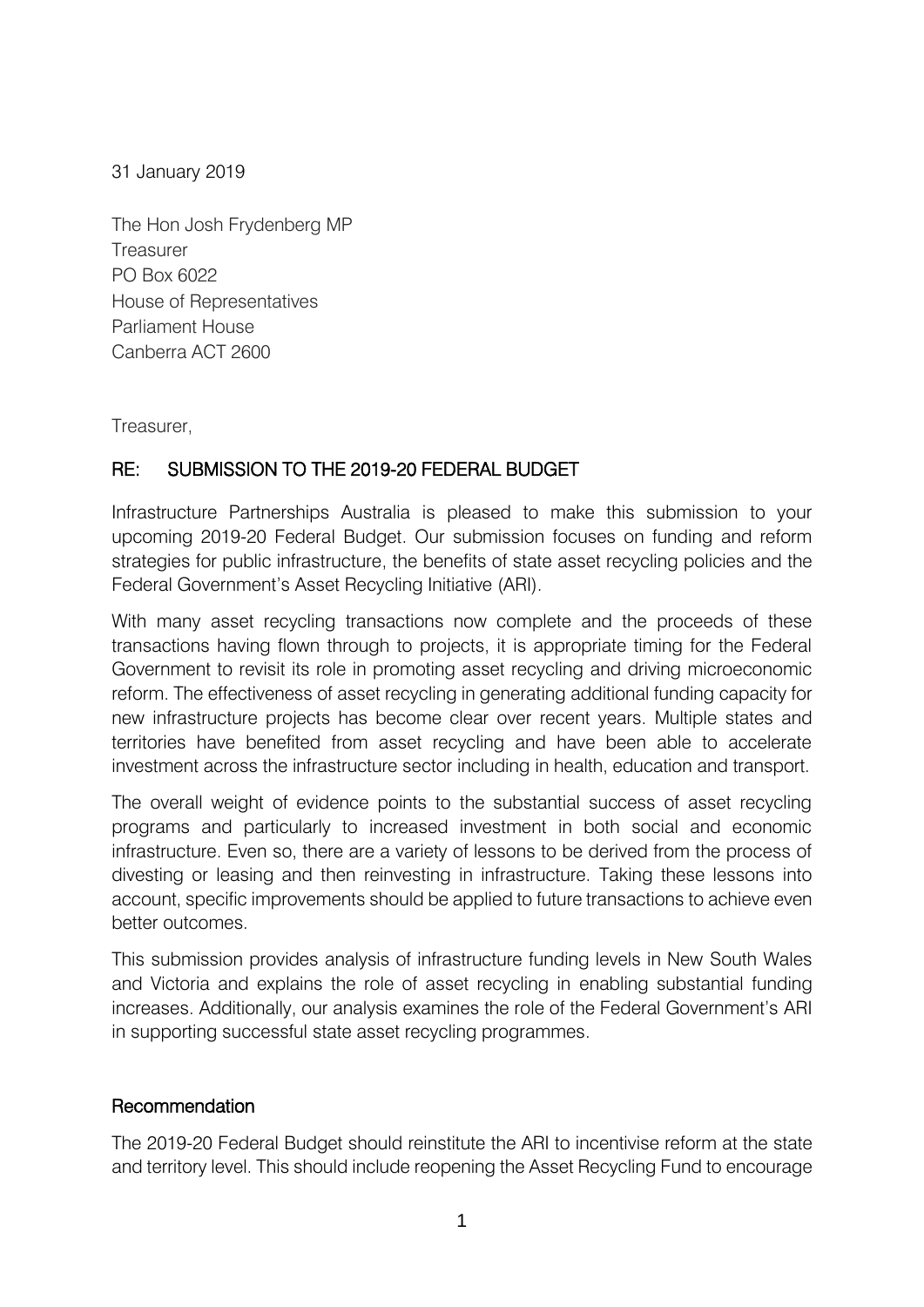31 January 2019

The Hon Josh Frydenberg MP
Treasurer
PO Box 6022
House of Representatives
Parliament House
Canberra ACT 2600

Treasurer,

## RE: SUBMISSION TO THE 2019-20 FEDERAL BUDGET

Infrastructure Partnerships Australia is pleased to make this submission to your upcoming 2019-20 Federal Budget. Our submission focuses on funding and reform strategies for public infrastructure, the benefits of state asset recycling policies and the Federal Government's Asset Recycling Initiative (ARI).

With many asset recycling transactions now complete and the proceeds of these transactions having flown through to projects, it is appropriate timing for the Federal Government to revisit its role in promoting asset recycling and driving microeconomic reform. The effectiveness of asset recycling in generating additional funding capacity for new infrastructure projects has become clear over recent years. Multiple states and territories have benefited from asset recycling and have been able to accelerate investment across the infrastructure sector including in health, education and transport.

The overall weight of evidence points to the substantial success of asset recycling programs and particularly to increased investment in both social and economic infrastructure. Even so, there are a variety of lessons to be derived from the process of divesting or leasing and then reinvesting in infrastructure. Taking these lessons into account, specific improvements should be applied to future transactions to achieve even better outcomes.

This submission provides analysis of infrastructure funding levels in New South Wales and Victoria and explains the role of asset recycling in enabling substantial funding increases. Additionally, our analysis examines the role of the Federal Government's ARI in supporting successful state asset recycling programmes.

## Recommendation

The 2019-20 Federal Budget should reinstitute the ARI to incentivise reform at the state and territory level. This should include reopening the Asset Recycling Fund to encourage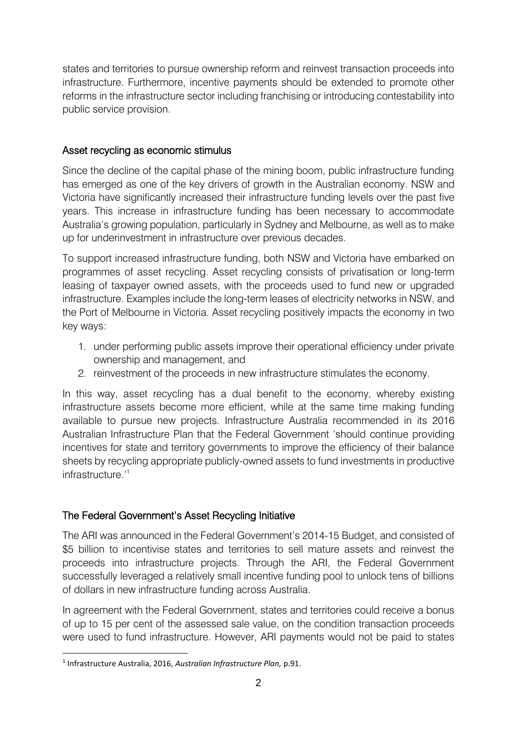states and territories to pursue ownership reform and reinvest transaction proceeds into infrastructure. Furthermore, incentive payments should be extended to promote other reforms in the infrastructure sector including franchising or introducing contestability into public service provision.

## Asset recycling as economic stimulus

Since the decline of the capital phase of the mining boom, public infrastructure funding has emerged as one of the key drivers of growth in the Australian economy. NSW and Victoria have significantly increased their infrastructure funding levels over the past five years. This increase in infrastructure funding has been necessary to accommodate Australia's growing population, particularly in Sydney and Melbourne, as well as to make up for underinvestment in infrastructure over previous decades.

To support increased infrastructure funding, both NSW and Victoria have embarked on programmes of asset recycling. Asset recycling consists of privatisation or long-term leasing of taxpayer owned assets, with the proceeds used to fund new or upgraded infrastructure. Examples include the long-term leases of electricity networks in NSW, and the Port of Melbourne in Victoria. Asset recycling positively impacts the economy in two key ways:

1. under performing public assets improve their operational efficiency under private ownership and management, and
2. reinvestment of the proceeds in new infrastructure stimulates the economy.

In this way, asset recycling has a dual benefit to the economy, whereby existing infrastructure assets become more efficient, while at the same time making funding available to pursue new projects. Infrastructure Australia recommended in its 2016 Australian Infrastructure Plan that the Federal Government 'should continue providing incentives for state and territory governments to improve the efficiency of their balance sheets by recycling appropriate publicly-owned assets to fund investments in productive infrastructure.'[1]

## The Federal Government's Asset Recycling Initiative

The ARI was announced in the Federal Government's 2014-15 Budget, and consisted of $5 billion to incentivise states and territories to sell mature assets and reinvest the proceeds into infrastructure projects. Through the ARI, the Federal Government successfully leveraged a relatively small incentive funding pool to unlock tens of billions of dollars in new infrastructure funding across Australia.

In agreement with the Federal Government, states and territories could receive a bonus of up to 15 per cent of the assessed sale value, on the condition transaction proceeds were used to fund infrastructure. However, ARI payments would not be paid to states

[1] Infrastructure Australia, 2016, *Australian Infrastructure Plan,* p.91.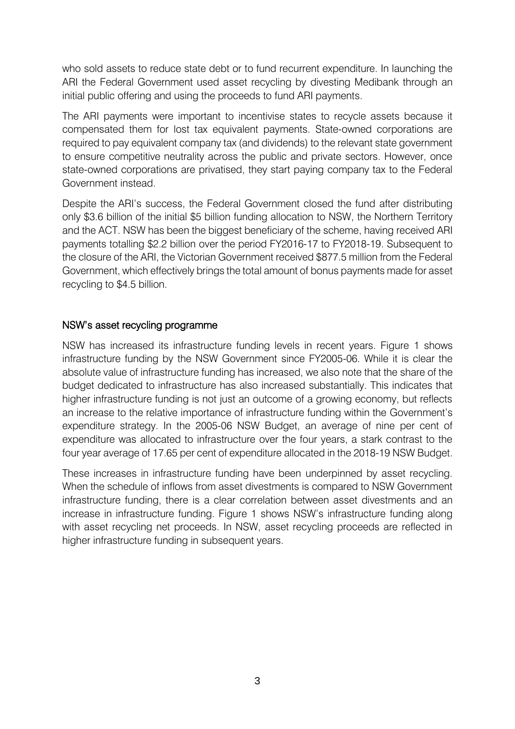who sold assets to reduce state debt or to fund recurrent expenditure. In launching the ARI the Federal Government used asset recycling by divesting Medibank through an initial public offering and using the proceeds to fund ARI payments.

The ARI payments were important to incentivise states to recycle assets because it compensated them for lost tax equivalent payments. State-owned corporations are required to pay equivalent company tax (and dividends) to the relevant state government to ensure competitive neutrality across the public and private sectors. However, once state-owned corporations are privatised, they start paying company tax to the Federal Government instead.

Despite the ARI's success, the Federal Government closed the fund after distributing only $3.6 billion of the initial $5 billion funding allocation to NSW, the Northern Territory and the ACT. NSW has been the biggest beneficiary of the scheme, having received ARI payments totalling $2.2 billion over the period FY2016-17 to FY2018-19. Subsequent to the closure of the ARI, the Victorian Government received $877.5 million from the Federal Government, which effectively brings the total amount of bonus payments made for asset recycling to $4.5 billion.

## NSW's asset recycling programme

NSW has increased its infrastructure funding levels in recent years. Figure 1 shows infrastructure funding by the NSW Government since FY2005-06. While it is clear the absolute value of infrastructure funding has increased, we also note that the share of the budget dedicated to infrastructure has also increased substantially. This indicates that higher infrastructure funding is not just an outcome of a growing economy, but reflects an increase to the relative importance of infrastructure funding within the Government's expenditure strategy. In the 2005-06 NSW Budget, an average of nine per cent of expenditure was allocated to infrastructure over the four years, a stark contrast to the four year average of 17.65 per cent of expenditure allocated in the 2018-19 NSW Budget.

These increases in infrastructure funding have been underpinned by asset recycling. When the schedule of inflows from asset divestments is compared to NSW Government infrastructure funding, there is a clear correlation between asset divestments and an increase in infrastructure funding. Figure 1 shows NSW's infrastructure funding along with asset recycling net proceeds. In NSW, asset recycling proceeds are reflected in higher infrastructure funding in subsequent years.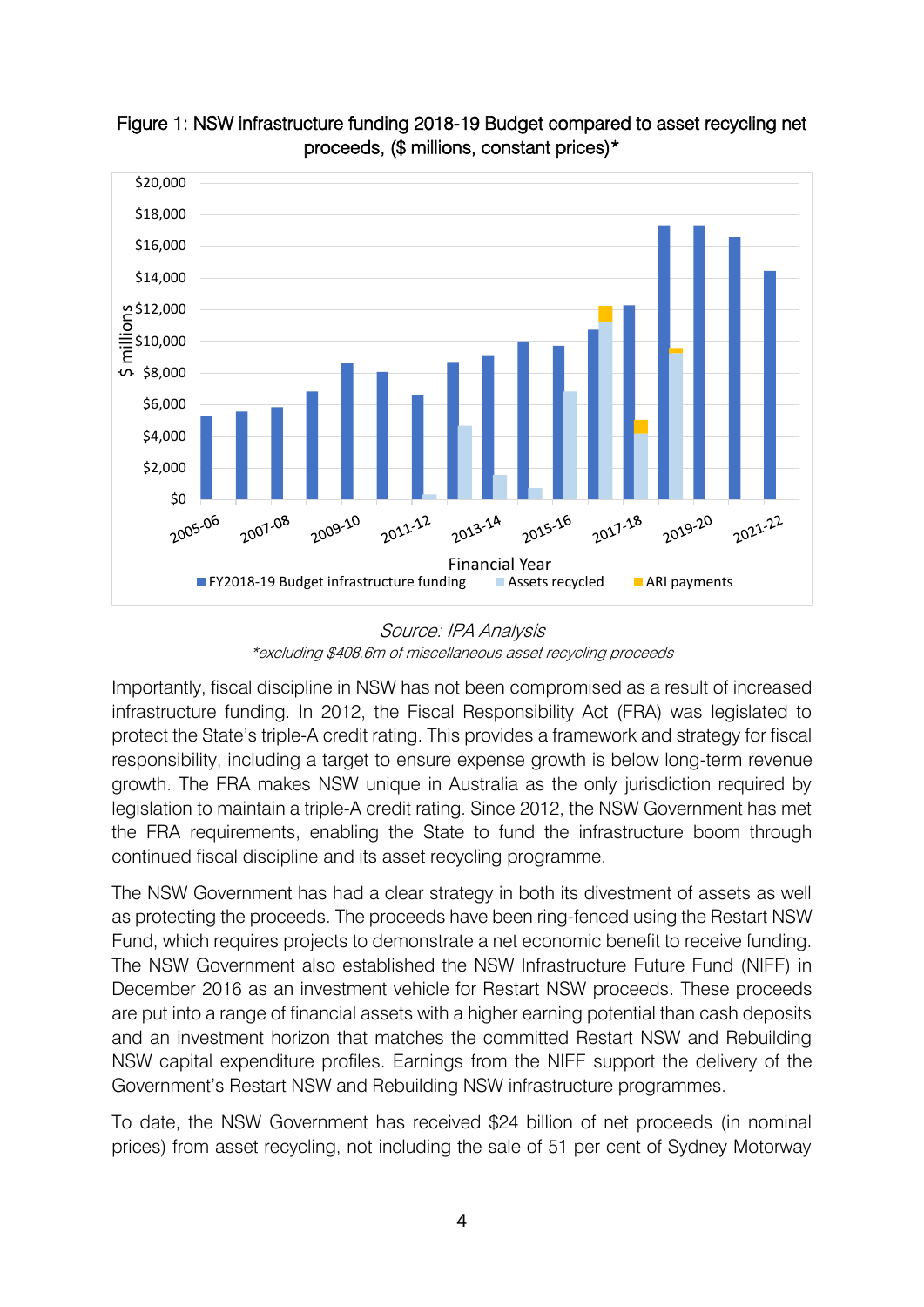Figure 1: NSW infrastructure funding 2018-19 Budget compared to asset recycling net proceeds, ($ millions, constant prices)*

*Source: IPA Analysis*

*\*excluding $408.6m of miscellaneous asset recycling proceeds*

Importantly, fiscal discipline in NSW has not been compromised as a result of increased infrastructure funding. In 2012, the Fiscal Responsibility Act (FRA) was legislated to protect the State's triple-A credit rating. This provides a framework and strategy for fiscal responsibility, including a target to ensure expense growth is below long-term revenue growth. The FRA makes NSW unique in Australia as the only jurisdiction required by legislation to maintain a triple-A credit rating. Since 2012, the NSW Government has met the FRA requirements, enabling the State to fund the infrastructure boom through continued fiscal discipline and its asset recycling programme.

The NSW Government has had a clear strategy in both its divestment of assets as well as protecting the proceeds. The proceeds have been ring-fenced using the Restart NSW Fund, which requires projects to demonstrate a net economic benefit to receive funding. The NSW Government also established the NSW Infrastructure Future Fund (NIFF) in December 2016 as an investment vehicle for Restart NSW proceeds. These proceeds are put into a range of financial assets with a higher earning potential than cash deposits and an investment horizon that matches the committed Restart NSW and Rebuilding NSW capital expenditure profiles. Earnings from the NIFF support the delivery of the Government's Restart NSW and Rebuilding NSW infrastructure programmes.

To date, the NSW Government has received $24 billion of net proceeds (in nominal prices) from asset recycling, not including the sale of 51 per cent of Sydney Motorway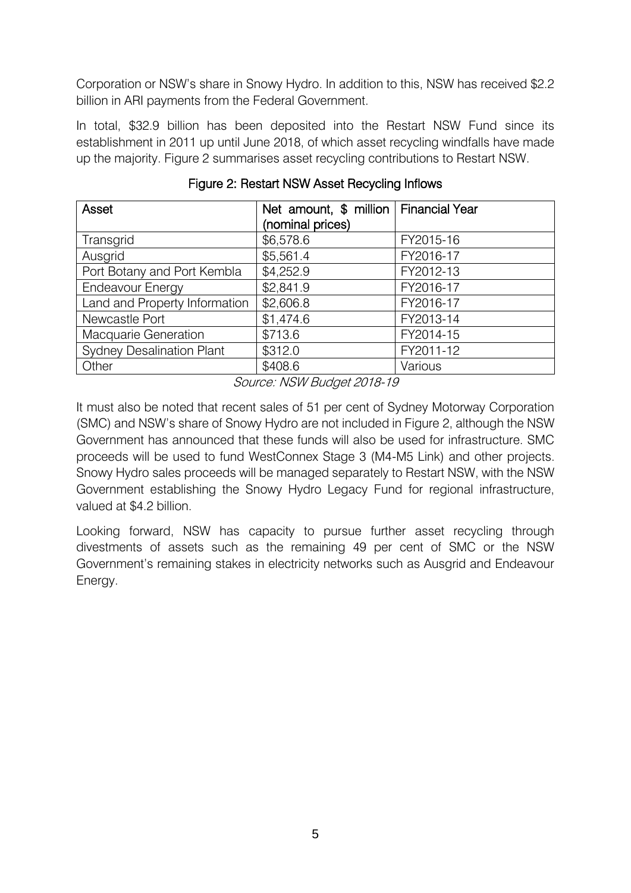Corporation or NSW's share in Snowy Hydro. In addition to this, NSW has received $2.2 billion in ARI payments from the Federal Government.

In total, $32.9 billion has been deposited into the Restart NSW Fund since its establishment in 2011 up until June 2018, of which asset recycling windfalls have made up the majority. Figure 2 summarises asset recycling contributions to Restart NSW.

Figure 2: Restart NSW Asset Recycling Inflows

| Asset | Net amount, $ million (nominal prices) | Financial Year |
|---|---|---|
| Transgrid | $6,578.6 | FY2015-16 |
| Ausgrid | $5,561.4 | FY2016-17 |
| Port Botany and Port Kembla | $4,252.9 | FY2012-13 |
| Endeavour Energy | $2,841.9 | FY2016-17 |
| Land and Property Information | $2,606.8 | FY2016-17 |
| Newcastle Port | $1,474.6 | FY2013-14 |
| Macquarie Generation | $713.6 | FY2014-15 |
| Sydney Desalination Plant | $312.0 | FY2011-12 |
| Other | $408.6 | Various |

*Source: NSW Budget 2018-19*

It must also be noted that recent sales of 51 per cent of Sydney Motorway Corporation (SMC) and NSW's share of Snowy Hydro are not included in Figure 2, although the NSW Government has announced that these funds will also be used for infrastructure. SMC proceeds will be used to fund WestConnex Stage 3 (M4-M5 Link) and other projects. Snowy Hydro sales proceeds will be managed separately to Restart NSW, with the NSW Government establishing the Snowy Hydro Legacy Fund for regional infrastructure, valued at $4.2 billion.

Looking forward, NSW has capacity to pursue further asset recycling through divestments of assets such as the remaining 49 per cent of SMC or the NSW Government's remaining stakes in electricity networks such as Ausgrid and Endeavour Energy.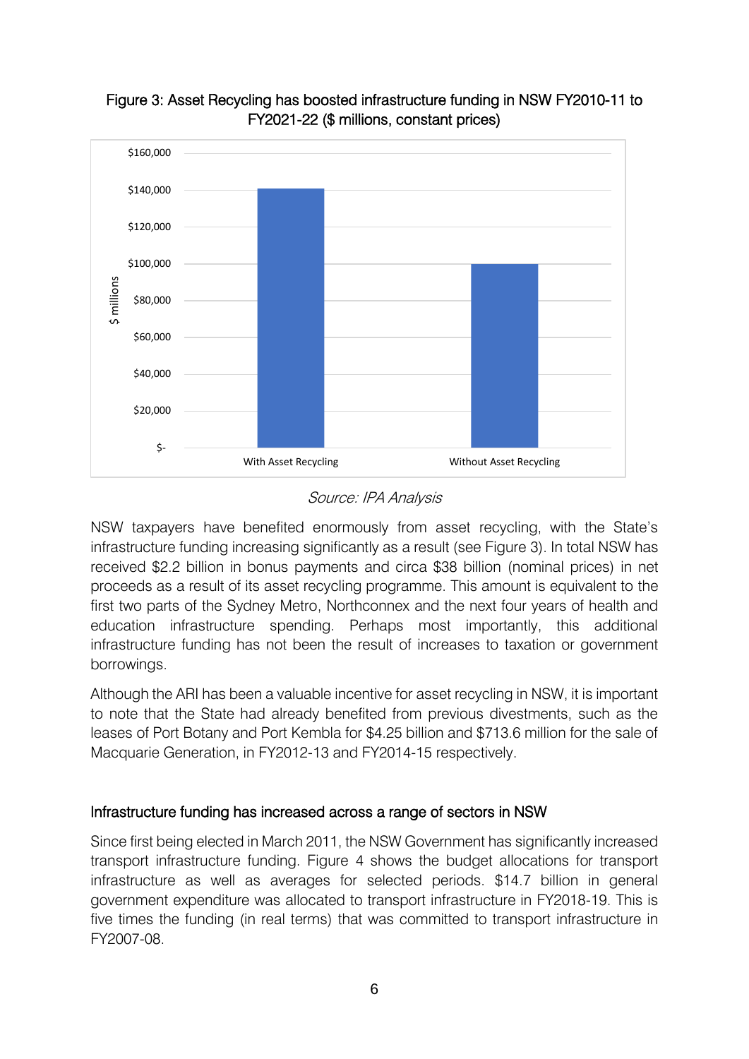Figure 3: Asset Recycling has boosted infrastructure funding in NSW FY2010-11 to FY2021-22 ($ millions, constant prices)

*Source: IPA Analysis*

NSW taxpayers have benefited enormously from asset recycling, with the State's infrastructure funding increasing significantly as a result (see Figure 3). In total NSW has received $2.2 billion in bonus payments and circa $38 billion (nominal prices) in net proceeds as a result of its asset recycling programme. This amount is equivalent to the first two parts of the Sydney Metro, Northconnex and the next four years of health and education infrastructure spending. Perhaps most importantly, this additional infrastructure funding has not been the result of increases to taxation or government borrowings.

Although the ARI has been a valuable incentive for asset recycling in NSW, it is important to note that the State had already benefited from previous divestments, such as the leases of Port Botany and Port Kembla for $4.25 billion and $713.6 million for the sale of Macquarie Generation, in FY2012-13 and FY2014-15 respectively.

## Infrastructure funding has increased across a range of sectors in NSW

Since first being elected in March 2011, the NSW Government has significantly increased transport infrastructure funding. Figure 4 shows the budget allocations for transport infrastructure as well as averages for selected periods. $14.7 billion in general government expenditure was allocated to transport infrastructure in FY2018-19. This is five times the funding (in real terms) that was committed to transport infrastructure in FY2007-08.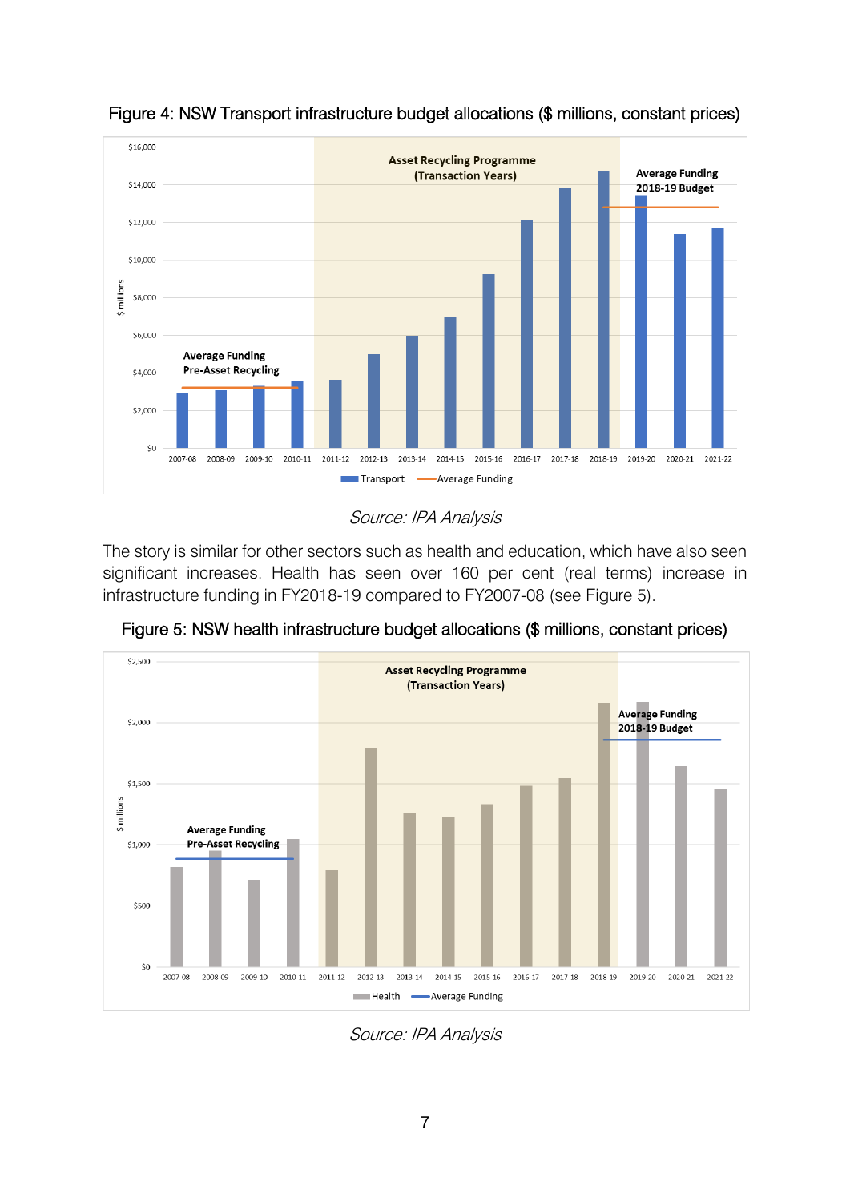Figure 4: NSW Transport infrastructure budget allocations ($ millions, constant prices)

*Source: IPA Analysis*

The story is similar for other sectors such as health and education, which have also seen significant increases. Health has seen over 160 per cent (real terms) increase in infrastructure funding in FY2018-19 compared to FY2007-08 (see Figure 5).

Figure 5: NSW health infrastructure budget allocations ($ millions, constant prices)

*Source: IPA Analysis*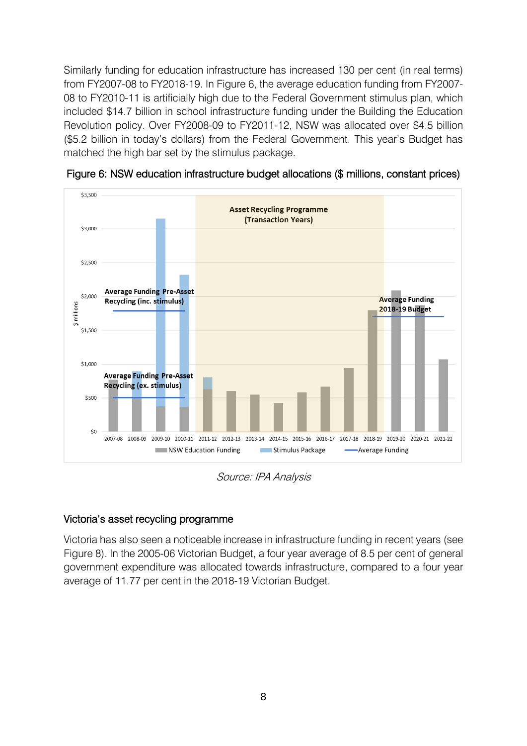Similarly funding for education infrastructure has increased 130 per cent (in real terms) from FY2007-08 to FY2018-19. In Figure 6, the average education funding from FY2007-08 to FY2010-11 is artificially high due to the Federal Government stimulus plan, which included $14.7 billion in school infrastructure funding under the Building the Education Revolution policy. Over FY2008-09 to FY2011-12, NSW was allocated over $4.5 billion ($5.2 billion in today's dollars) from the Federal Government. This year's Budget has matched the high bar set by the stimulus package.

Figure 6: NSW education infrastructure budget allocations ($ millions, constant prices)

*Source: IPA Analysis*

## Victoria's asset recycling programme

Victoria has also seen a noticeable increase in infrastructure funding in recent years (see Figure 8). In the 2005-06 Victorian Budget, a four year average of 8.5 per cent of general government expenditure was allocated towards infrastructure, compared to a four year average of 11.77 per cent in the 2018-19 Victorian Budget.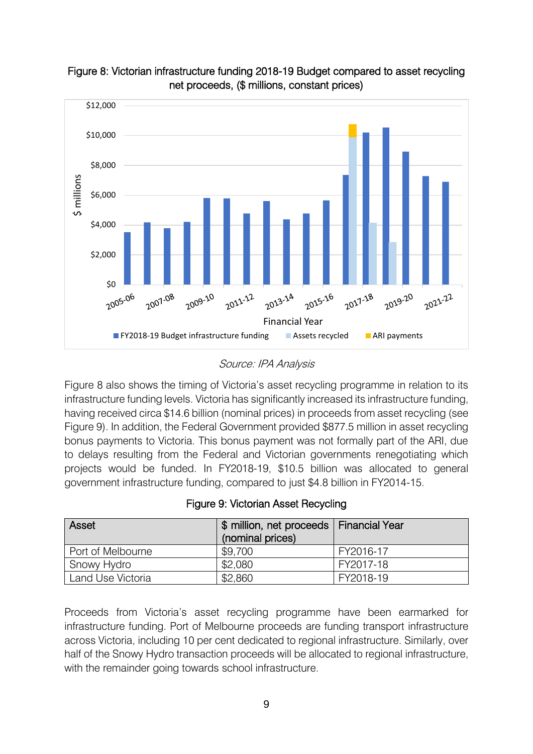Figure 8: Victorian infrastructure funding 2018-19 Budget compared to asset recycling net proceeds, ($ millions, constant prices)

*Source: IPA Analysis*

Figure 8 also shows the timing of Victoria's asset recycling programme in relation to its infrastructure funding levels. Victoria has significantly increased its infrastructure funding, having received circa $14.6 billion (nominal prices) in proceeds from asset recycling (see Figure 9). In addition, the Federal Government provided $877.5 million in asset recycling bonus payments to Victoria. This bonus payment was not formally part of the ARI, due to delays resulting from the Federal and Victorian governments renegotiating which projects would be funded. In FY2018-19, $10.5 billion was allocated to general government infrastructure funding, compared to just $4.8 billion in FY2014-15.

Figure 9: Victorian Asset Recycling

| Asset | $ million, net proceeds (nominal prices) | Financial Year |
| --- | --- | --- |
| Port of Melbourne | $9,700 | FY2016-17 |
| Snowy Hydro | $2,080 | FY2017-18 |
| Land Use Victoria | $2,860 | FY2018-19 |

Proceeds from Victoria's asset recycling programme have been earmarked for infrastructure funding. Port of Melbourne proceeds are funding transport infrastructure across Victoria, including 10 per cent dedicated to regional infrastructure. Similarly, over half of the Snowy Hydro transaction proceeds will be allocated to regional infrastructure, with the remainder going towards school infrastructure.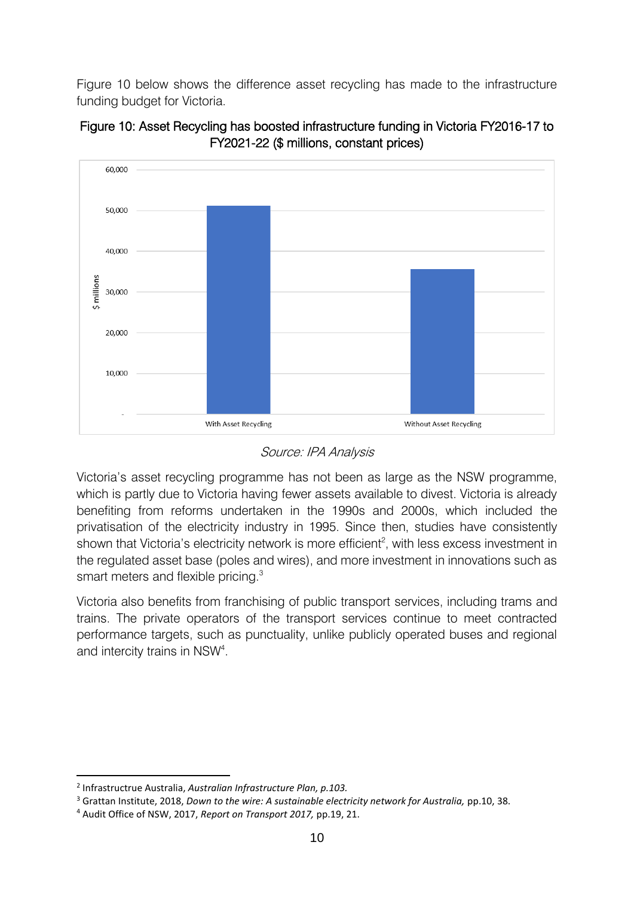Figure 10 below shows the difference asset recycling has made to the infrastructure funding budget for Victoria.

Figure 10: Asset Recycling has boosted infrastructure funding in Victoria FY2016-17 to FY2021-22 ($ millions, constant prices)

*Source: IPA Analysis*

Victoria's asset recycling programme has not been as large as the NSW programme, which is partly due to Victoria having fewer assets available to divest. Victoria is already benefiting from reforms undertaken in the 1990s and 2000s, which included the privatisation of the electricity industry in 1995. Since then, studies have consistently shown that Victoria's electricity network is more efficient[2], with less excess investment in the regulated asset base (poles and wires), and more investment in innovations such as smart meters and flexible pricing.[3]

Victoria also benefits from franchising of public transport services, including trams and trains. The private operators of the transport services continue to meet contracted performance targets, such as punctuality, unlike publicly operated buses and regional and intercity trains in NSW[4].

---

[2] Infrastructrue Australia, *Australian Infrastructure Plan, p.103.*

[3] Grattan Institute, 2018, *Down to the wire: A sustainable electricity network for Australia,* pp.10, 38.

[4] Audit Office of NSW, 2017, *Report on Transport 2017,* pp.19, 21.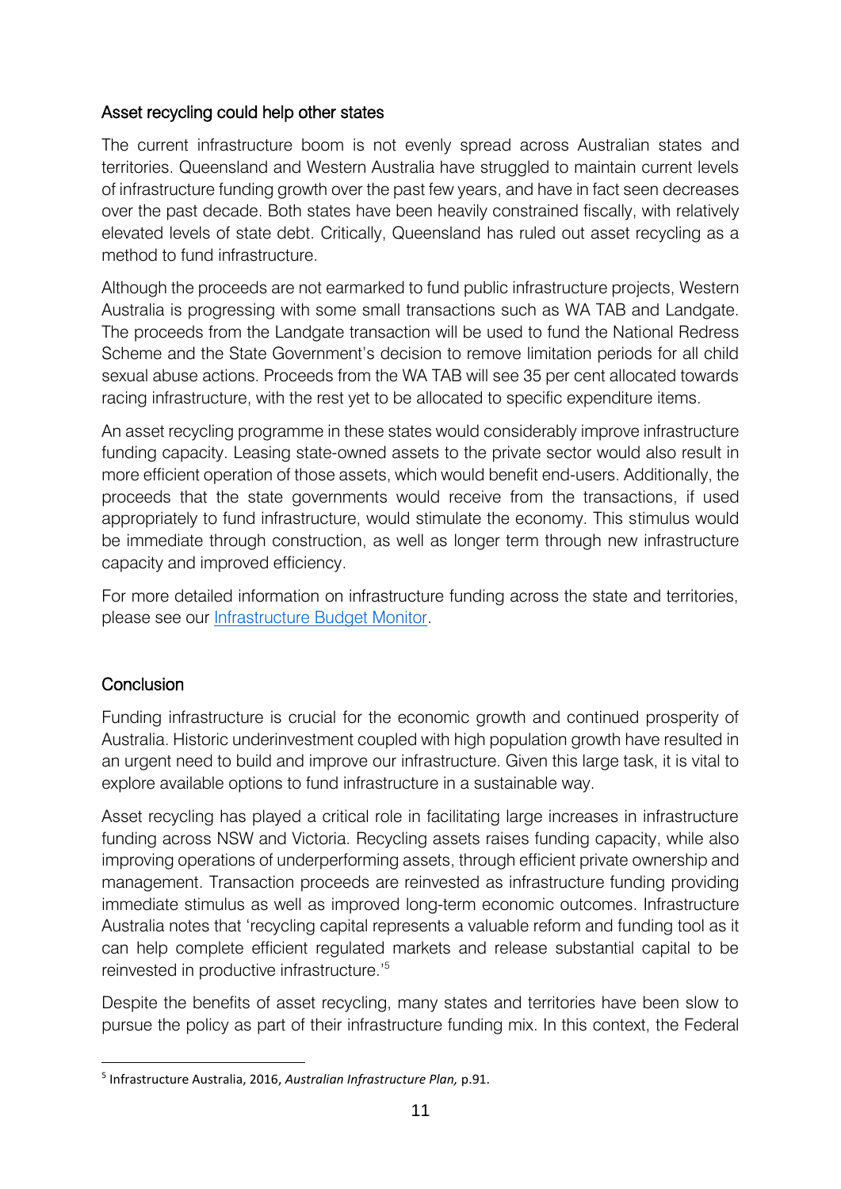## Asset recycling could help other states

The current infrastructure boom is not evenly spread across Australian states and territories. Queensland and Western Australia have struggled to maintain current levels of infrastructure funding growth over the past few years, and have in fact seen decreases over the past decade. Both states have been heavily constrained fiscally, with relatively elevated levels of state debt. Critically, Queensland has ruled out asset recycling as a method to fund infrastructure.

Although the proceeds are not earmarked to fund public infrastructure projects, Western Australia is progressing with some small transactions such as WA TAB and Landgate. The proceeds from the Landgate transaction will be used to fund the National Redress Scheme and the State Government's decision to remove limitation periods for all child sexual abuse actions. Proceeds from the WA TAB will see 35 per cent allocated towards racing infrastructure, with the rest yet to be allocated to specific expenditure items.

An asset recycling programme in these states would considerably improve infrastructure funding capacity. Leasing state-owned assets to the private sector would also result in more efficient operation of those assets, which would benefit end-users. Additionally, the proceeds that the state governments would receive from the transactions, if used appropriately to fund infrastructure, would stimulate the economy. This stimulus would be immediate through construction, as well as longer term through new infrastructure capacity and improved efficiency.

For more detailed information on infrastructure funding across the state and territories, please see our Infrastructure Budget Monitor.

## Conclusion

Funding infrastructure is crucial for the economic growth and continued prosperity of Australia. Historic underinvestment coupled with high population growth have resulted in an urgent need to build and improve our infrastructure. Given this large task, it is vital to explore available options to fund infrastructure in a sustainable way.

Asset recycling has played a critical role in facilitating large increases in infrastructure funding across NSW and Victoria. Recycling assets raises funding capacity, while also improving operations of underperforming assets, through efficient private ownership and management. Transaction proceeds are reinvested as infrastructure funding providing immediate stimulus as well as improved long-term economic outcomes. Infrastructure Australia notes that 'recycling capital represents a valuable reform and funding tool as it can help complete efficient regulated markets and release substantial capital to be reinvested in productive infrastructure.'[5]

Despite the benefits of asset recycling, many states and territories have been slow to pursue the policy as part of their infrastructure funding mix. In this context, the Federal

---

[5] Infrastructure Australia, 2016, *Australian Infrastructure Plan,* p.91.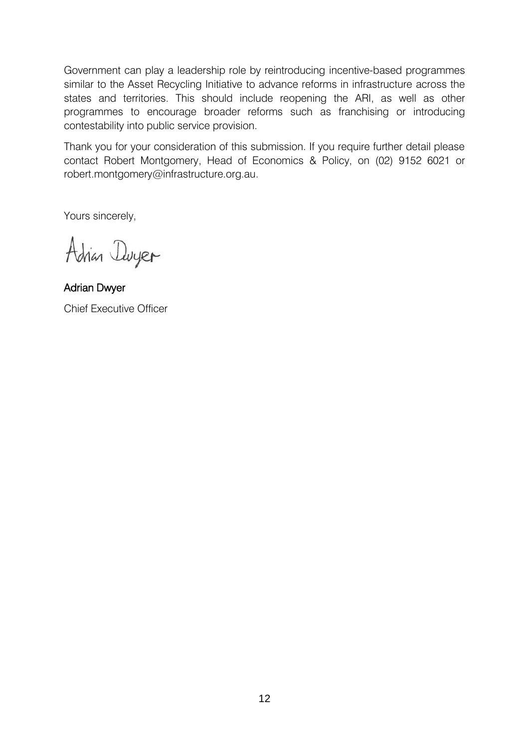Government can play a leadership role by reintroducing incentive-based programmes similar to the Asset Recycling Initiative to advance reforms in infrastructure across the states and territories. This should include reopening the ARI, as well as other programmes to encourage broader reforms such as franchising or introducing contestability into public service provision.

Thank you for your consideration of this submission. If you require further detail please contact Robert Montgomery, Head of Economics & Policy, on (02) 9152 6021 or robert.montgomery@infrastructure.org.au.

Yours sincerely,

Adrian Dwyer

**Adrian Dwyer**

Chief Executive Officer